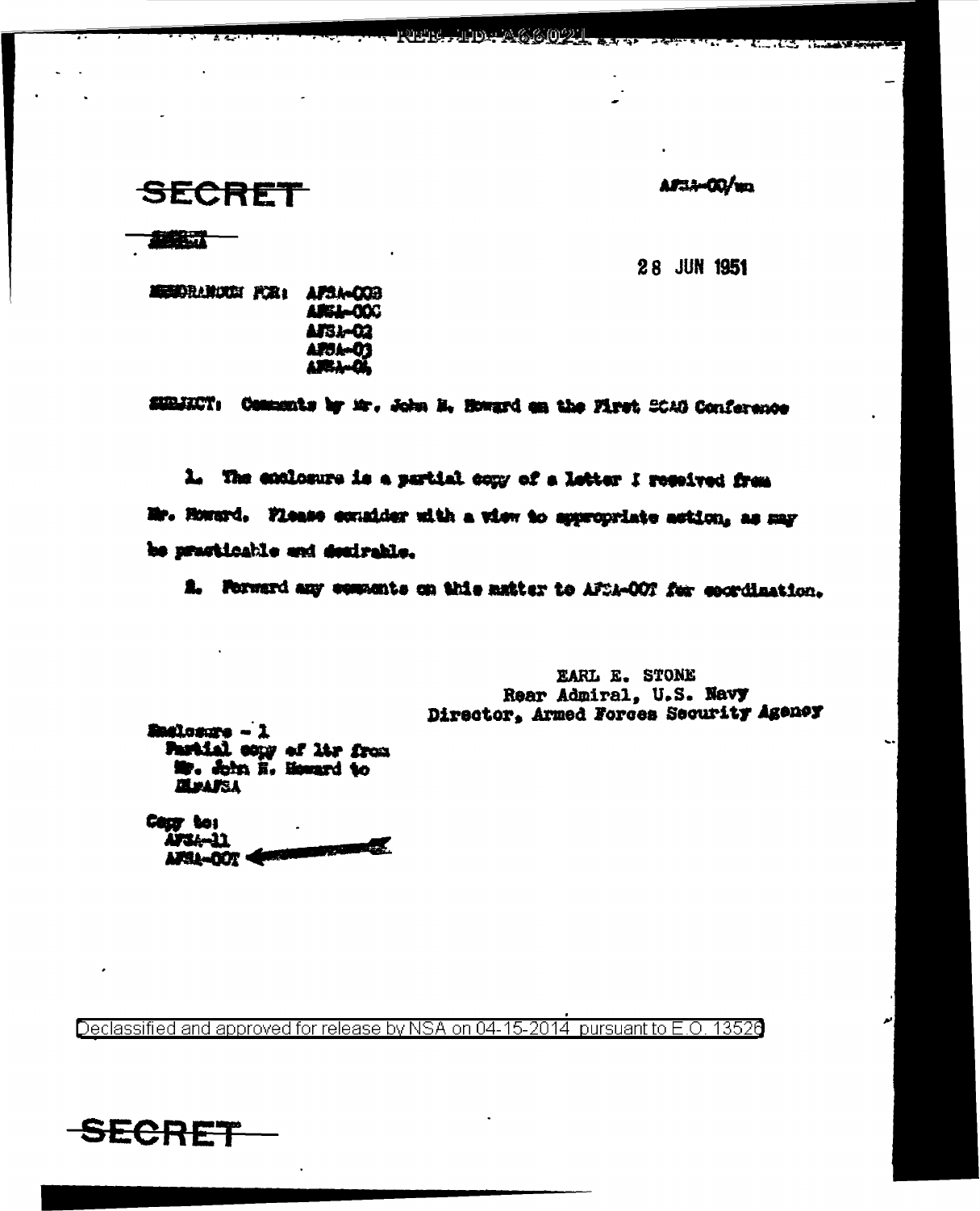REF ID: A66021

SECRET

AFSA-00/wn

SECRET

28 JUN 1951

MEMORANDUM FOR: AFSA-00B
AFSA-00C
AFSA-02
AFSA-03
AFSA-04

SUBJECT: Comments by Mr. John H. Howard on the First SCAG Conference

1. The enclosure is a partial copy of a letter I received from Mr. Howard. Please consider with a view to appropriate action, as may be practicable and desirable.

2. Forward any comments on this matter to AFSA-00T for coordination.

EARL E. STONE
Rear Admiral, U.S. Navy
Director, Armed Forces Security Agency

Enclosure - 1
Partial copy of ltr from Mr. John H. Howard to DIRAFSA

Copy to:
AFSA-11
AFSA-00T

Declassified and approved for release by NSA on 04-15-2014 pursuant to E.O. 13526

SECRET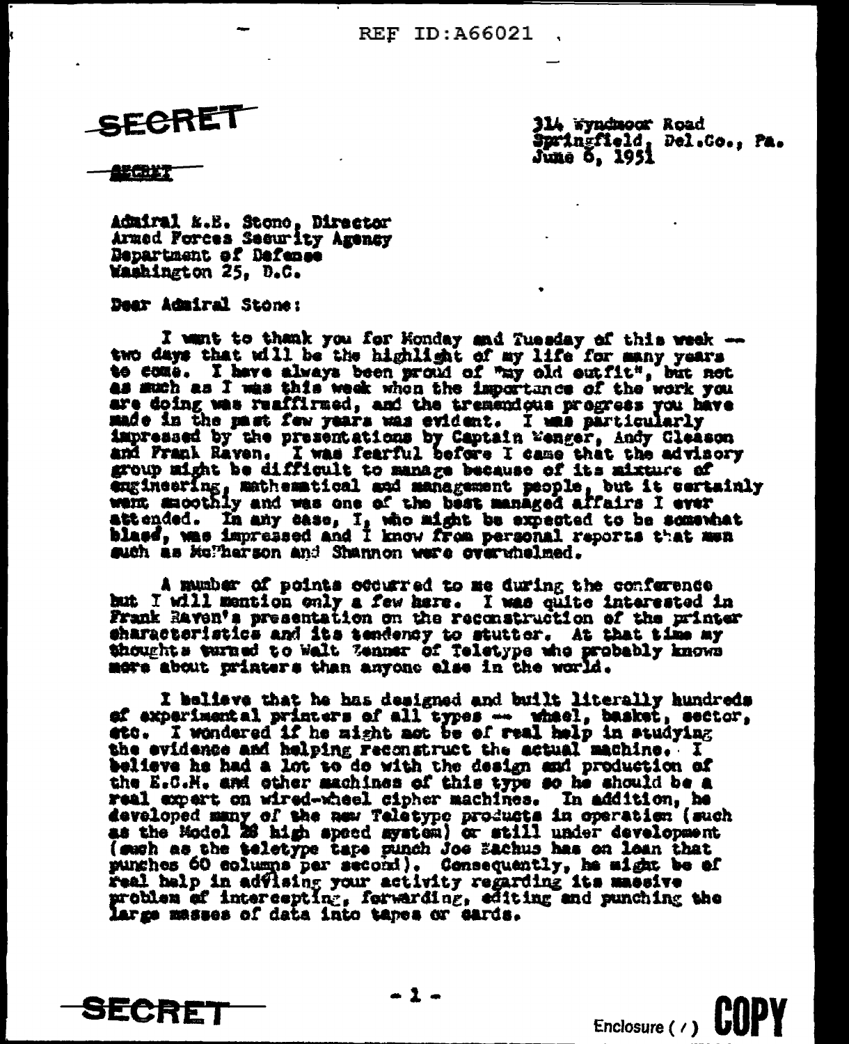SECRET

SECRET

314 Wyndmoor Road
Springfield, Del.Co., Pa.
June 6, 1951

Admiral E.E. Stone, Director
Armed Forces Security Agency
Department of Defense
Washington 25, D.C.

Dear Admiral Stone:

I want to thank you for Monday and Tuesday of this week -- two days that will be the highlight of my life for many years to come. I have always been proud of "my old outfit", but not as much as I was this week when the importance of the work you are doing was reaffirmed, and the tremendous progress you have made in the past few years was evident. I was particularly impressed by the presentations by Captain Wenger, Andy Gleason and Frank Raven. I was fearful before I came that the advisory group might be difficult to manage because of its mixture of engineering, mathematical and management people, but it certainly went smoothly and was one of the best managed affairs I ever attended. In any case, I, who might be expected to be somewhat blasé, was impressed and I know from personal reports that men such as McPherson and Shannon were overwhelmed.

A number of points occurred to me during the conference but I will mention only a few here. I was quite interested in Frank Raven's presentation on the reconstruction of the printer characteristics and its tendency to stutter. At that time my thoughts turned to Walt Zenner of Teletype who probably knows more about printers than anyone else in the world.

I believe that he has designed and built literally hundreds of experimental printers of all types -- wheel, basket, sector, etc. I wondered if he might not be of real help in studying the evidence and helping reconstruct the actual machine. I believe he had a lot to do with the design and production of the E.C.M. and other machines of this type so he should be a real expert on wired-wheel cipher machines. In addition, he developed many of the new Teletype products in operation (such as the Model 28 high speed system) or still under development (such as the teletype tape punch Joe Eachus has on loan that punches 60 columns per second). Consequently, he might be of real help in advising your activity regarding its massive problem of intercepting, forwarding, editing and punching the large masses of data into tapes or cards.

SECRET

Enclosure (1) COPY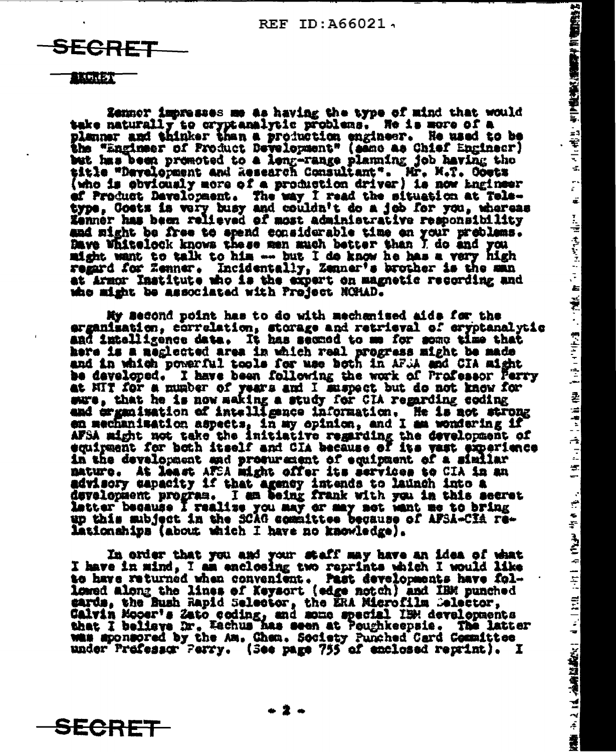SECRET

SECRET

Zenner impresses me as having the type of mind that would take naturally to cryptanalytic problems. He is more of a planner and thinker than a production engineer. He used to be the "Engineer of Product Development" (same as Chief Engineer) but has been promoted to a long-range planning job having the title "Development and Research Consultant". Mr. M.T. Goetz (who is obviously more of a production driver) is now Engineer of Product Development. The way I read the situation at Teletype, Goetz is very busy and couldn't do a job for you, whereas Zenner has been relieved of most administrative responsibility and might be free to spend considerable time on your problems. Dave Whitelock knows these men much better than I do and you might want to talk to him -- but I do know he has a very high regard for Zenner. Incidentally, Zenner's brother is the man at Armor Institute who is the expert on magnetic recording and who might be associated with Project NOMAD.

My second point has to do with mechanized aids for the organization, correlation, storage and retrieval of cryptanalytic and intelligence data. It has seemed to me for some time that here is a neglected area in which real progress might be made and in which powerful tools for use both in AFSA and CIA might be developed. I have been following the work of Professor Perry at MIT for a number of years and I suspect but do not know for sure, that he is now making a study for CIA regarding coding and organization of intelligence information. He is not strong on mechanization aspects, in my opinion, and I am wondering if AFSA might not take the initiative regarding the development of equipment for both itself and CIA because of its vast experience in the development and procurement of equipment of a similar nature. At least AFSA might offer its services to CIA in an advisory capacity if that agency intends to launch into a development program. I am being frank with you in this secret letter because I realize you may or may not want me to bring up this subject in the SCAG committee because of AFSA-CIA relationships (about which I have no knowledge).

In order that you and your staff may have an idea of what I have in mind, I am enclosing two reprints which I would like to have returned when convenient. Past developments have followed along the lines of Keysort (edge notch) and IBM punched cards, the Bush Rapid Selector, the ERA Microfilm Selector, Calvin Mooer's Zato coding, and some special IBM developments that I believe Dr. Eachus has seen at Poughkeepsie. The latter was sponsored by the Am. Chem. Society Punched Card Committee under Professor Perry. (See page 755 of enclosed reprint). I

SECRET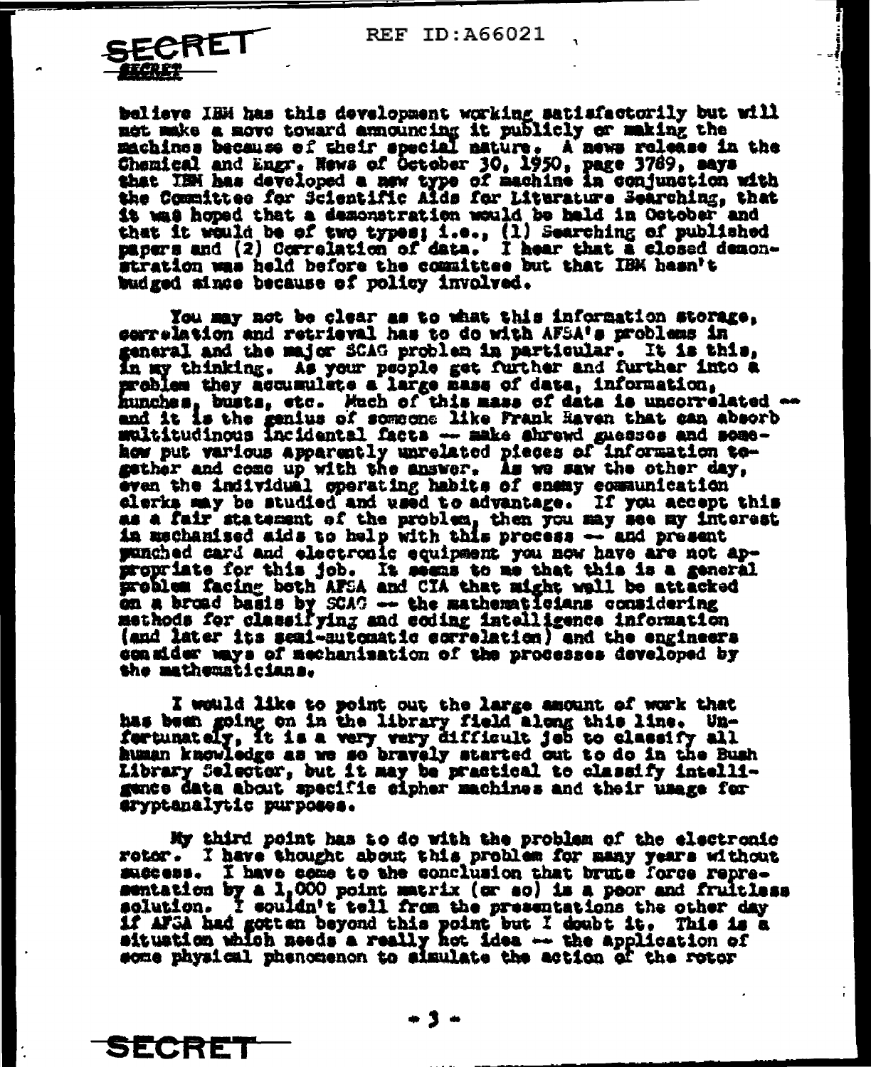believe IBM has this development working satisfactorily but will not make a move toward announcing it publicly or making the machines because of their special nature. A news release in the Chemical and Engr. News of October 30, 1950, page 3789, says that IBM has developed a new type of machine in conjunction with the Committee for Scientific Aids for Literature Searching, that it was hoped that a demonstration would be held in October and that it would be of two types; i.e., (1) Searching of published papers and (2) Correlation of data. I hear that a closed demonstration was held before the committee but that IBM hasn't budged since because of policy involved.

You may not be clear as to what this information storage, correlation and retrieval has to do with AFSA's problems in general and the major SCAG problem in particular. It is this, in my thinking. As your people get further and further into a problem they accumulate a large mass of data, information, hunches, busts, etc. Much of this mass of data is uncorrelated -- and it is the genius of someone like Frank Raven that can absorb multitudinous incidental facts -- make shrewd guesses and somehow put various apparently unrelated pieces of information together and come up with the answer. As we saw the other day, even the individual operating habits of enemy communication clerks may be studied and used to advantage. If you accept this as a fair statement of the problem, then you may see my interest in mechanized aids to help with this process -- and present punched card and electronic equipment you now have are not appropriate for this job. It seems to me that this is a general problem facing both AFSA and CIA that might well be attacked on a broad basis by SCAG -- the mathematicians considering methods for classifying and coding intelligence information (and later its semi-automatic correlation) and the engineers consider ways of mechanization of the processes developed by the mathematicians.

I would like to point out the large amount of work that has been going on in the library field along this line. Unfortunately, it is a very very difficult job to classify all human knowledge as we so bravely started out to do in the Bush Library Selector, but it may be practical to classify intelligence data about specific cipher machines and their usage for cryptanalytic purposes.

My third point has to do with the problem of the electronic rotor. I have thought about this problem for many years without success. I have come to the conclusion that brute force representation by a 1,000 point matrix (or so) is a poor and fruitless solution. I couldn't tell from the presentations the other day if AFSA had gotten beyond this point but I doubt it. This is a situation which needs a really hot idea -- the application of some physical phenomenon to simulate the action of the rotor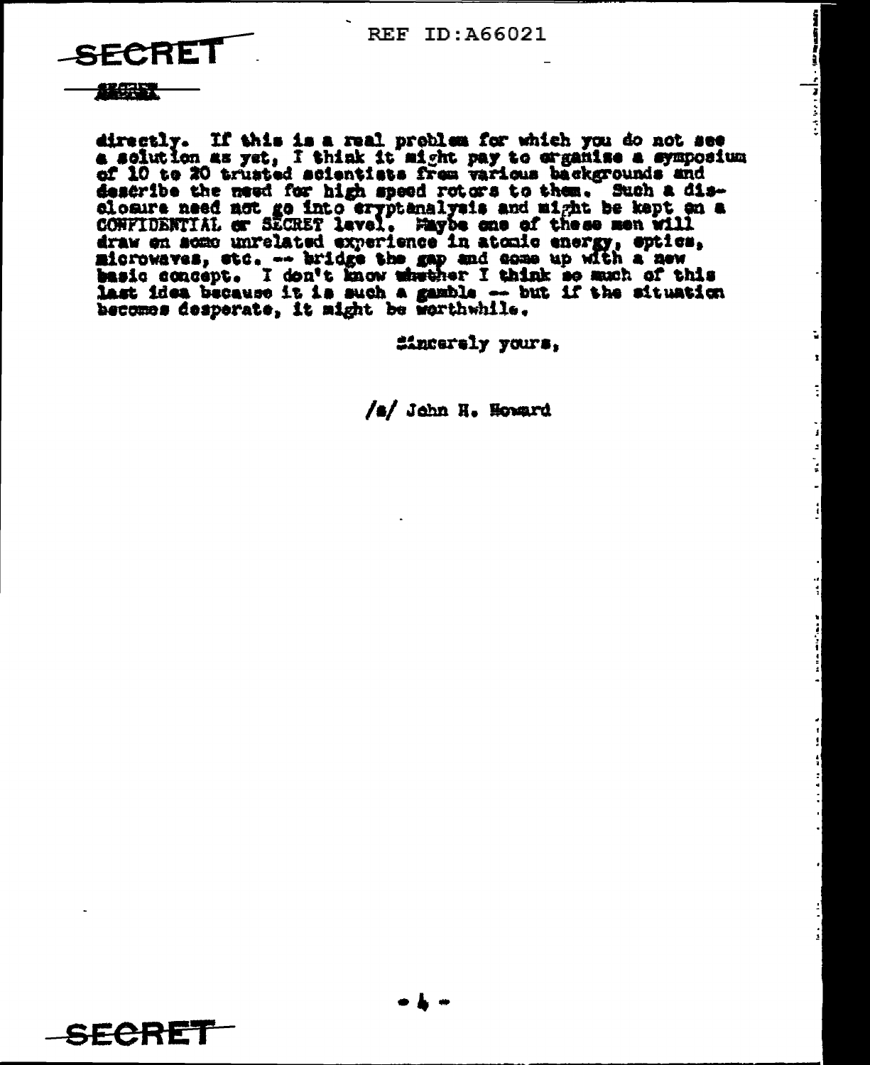SECRET

directly. If this is a real problem for which you do not see a solution as yet, I think it might pay to organize a symposium of 10 to 20 trusted scientists from various backgrounds and describe the need for high speed rotors to them. Such a disclosure need not go into cryptanalysis and might be kept on a CONFIDENTIAL or SECRET level. Maybe one of these men will draw on some unrelated experience in atomic energy, optics, microwaves, etc. -- bridge the gap and come up with a new basic concept. I don't know whether I think so much of this last idea because it is such a gamble -- but if the situation becomes desperate, it might be worthwhile.

Sincerely yours,

/s/ John H. Howard

SECRET